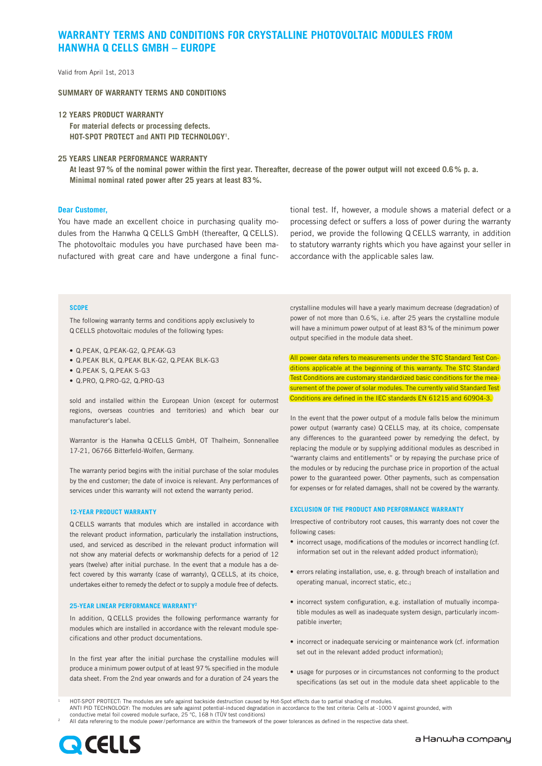# WARRANTY TERMS AND CONDITIONS FOR CRYSTALLINE PHOTOVOLTAIC MODULES FROM HANWHA Q CELLS GMBH – EUROPE

Valid from April 1st, 2013

**SUMMARY OF WARRANTY TERMS AND CONDITIONS**

**12 YEARS PRODUCT WARRANTY**
**For material defects or processing defects.**
**HOT-SPOT PROTECT and ANTI PID TECHNOLOGY[1].**

**25 YEARS LINEAR PERFORMANCE WARRANTY**
**At least 97 % of the nominal power within the first year. Thereafter, decrease of the power output will not exceed 0.6 % p. a.**
**Minimal nominal rated power after 25 years at least 83 %.**

**Dear Customer,**

You have made an excellent choice in purchasing quality modules from the Hanwha Q CELLS GmbH (thereafter, Q CELLS). The photovoltaic modules you have purchased have been manufactured with great care and have undergone a final functional test. If, however, a module shows a material defect or a processing defect or suffers a loss of power during the warranty period, we provide the following Q CELLS warranty, in addition to statutory warranty rights which you have against your seller in accordance with the applicable sales law.

### SCOPE

The following warranty terms and conditions apply exclusively to Q CELLS photovoltaic modules of the following types:

- Q.PEAK, Q.PEAK-G2, Q.PEAK-G3
- Q.PEAK BLK, Q.PEAK BLK-G2, Q.PEAK BLK-G3
- Q.PEAK S, Q.PEAK S-G3
- Q.PRO, Q.PRO-G2, Q.PRO-G3

sold and installed within the European Union (except for outermost regions, overseas countries and territories) and which bear our manufacturer's label.

Warrantor is the Hanwha Q CELLS GmbH, OT Thalheim, Sonnenallee 17-21, 06766 Bitterfeld-Wolfen, Germany.

The warranty period begins with the initial purchase of the solar modules by the end customer; the date of invoice is relevant. Any performances of services under this warranty will not extend the warranty period.

### 12-YEAR PRODUCT WARRANTY

Q CELLS warrants that modules which are installed in accordance with the relevant product information, particularly the installation instructions, used, and serviced as described in the relevant product information will not show any material defects or workmanship defects for a period of 12 years (twelve) after initial purchase. In the event that a module has a defect covered by this warranty (case of warranty), Q CELLS, at its choice, undertakes either to remedy the defect or to supply a module free of defects.

### 25-YEAR LINEAR PERFORMANCE WARRANTY[2]

In addition, Q CELLS provides the following performance warranty for modules which are installed in accordance with the relevant module specifications and other product documentations.

In the first year after the initial purchase the crystalline modules will produce a minimum power output of at least 97 % specified in the module data sheet. From the 2nd year onwards and for a duration of 24 years the crystalline modules will have a yearly maximum decrease (degradation) of power of not more than 0.6 %, i.e. after 25 years the crystalline module will have a minimum power output of at least 83 % of the minimum power output specified in the module data sheet.

All power data refers to measurements under the STC Standard Test Conditions applicable at the beginning of this warranty. The STC Standard Test Conditions are customary standardized basic conditions for the measurement of the power of solar modules. The currently valid Standard Test Conditions are defined in the IEC standards EN 61215 and 60904-3.

In the event that the power output of a module falls below the minimum power output (warranty case) Q CELLS may, at its choice, compensate any differences to the guaranteed power by remedying the defect, by replacing the module or by supplying additional modules as described in "warranty claims and entitlements" or by repaying the purchase price of the modules or by reducing the purchase price in proportion of the actual power to the guaranteed power. Other payments, such as compensation for expenses or for related damages, shall not be covered by the warranty.

### EXCLUSION OF THE PRODUCT AND PERFORMANCE WARRANTY

Irrespective of contributory root causes, this warranty does not cover the following cases:

- incorrect usage, modifications of the modules or incorrect handling (cf. information set out in the relevant added product information);
- errors relating installation, use, e. g. through breach of installation and operating manual, incorrect static, etc.;
- incorrect system configuration, e.g. installation of mutually incompatible modules as well as inadequate system design, particularly incompatible inverter;
- incorrect or inadequate servicing or maintenance work (cf. information set out in the relevant added product information);
- usage for purposes or in circumstances not conforming to the product specifications (as set out in the module data sheet applicable to the

[1] HOT-SPOT PROTECT: The modules are safe against backside destruction caused by Hot-Spot effects due to partial shading of modules. ANTI PID TECHNOLOGY: The modules are safe against potential-induced degradation in accordance to the test criteria: Cells at -1000 V against grounded, with conductive metal foil covered module surface, 25 °C, 168 h (TÜV test conditions)

[2] All data refering to the module power / performance are within the framework of the power tolerances as defined in the respective data sheet.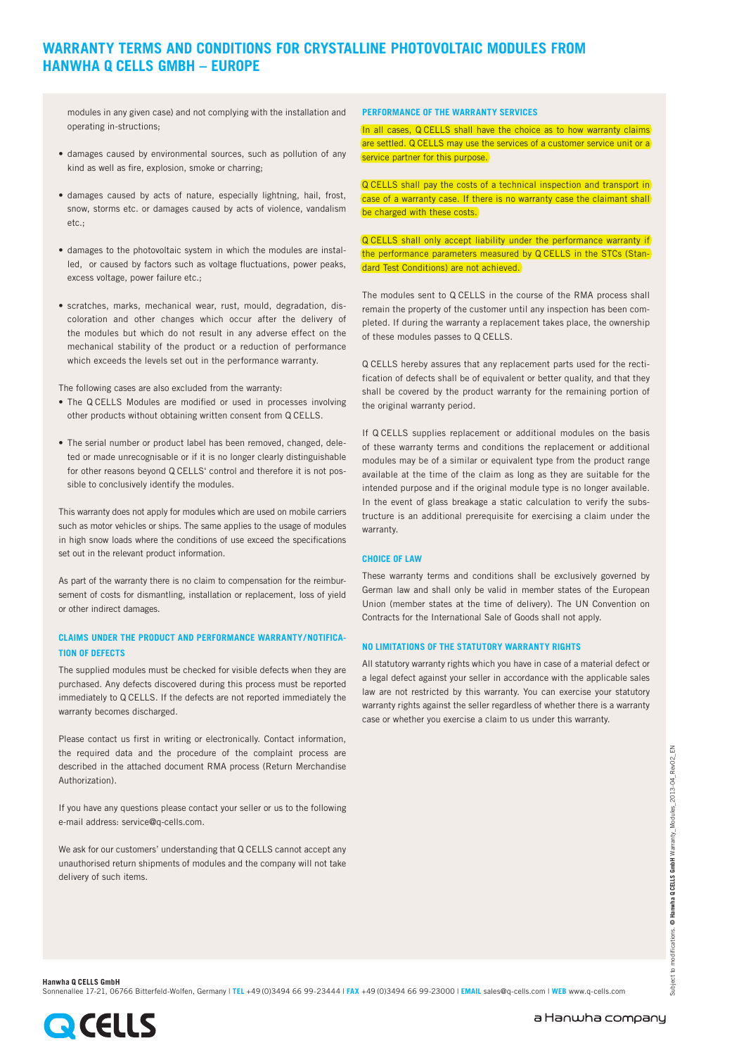modules in any given case) and not complying with the installation and operating in-structions;

- damages caused by environmental sources, such as pollution of any kind as well as fire, explosion, smoke or charring;
- damages caused by acts of nature, especially lightning, hail, frost, snow, storms etc. or damages caused by acts of violence, vandalism etc.;
- damages to the photovoltaic system in which the modules are installed, or caused by factors such as voltage fluctuations, power peaks, excess voltage, power failure etc.;
- scratches, marks, mechanical wear, rust, mould, degradation, discoloration and other changes which occur after the delivery of the modules but which do not result in any adverse effect on the mechanical stability of the product or a reduction of performance which exceeds the levels set out in the performance warranty.

The following cases are also excluded from the warranty:

- The Q CELLS Modules are modified or used in processes involving other products without obtaining written consent from Q CELLS.
- The serial number or product label has been removed, changed, deleted or made unrecognisable or if it is no longer clearly distinguishable for other reasons beyond Q CELLS' control and therefore it is not possible to conclusively identify the modules.

This warranty does not apply for modules which are used on mobile carriers such as motor vehicles or ships. The same applies to the usage of modules in high snow loads where the conditions of use exceed the specifications set out in the relevant product information.

As part of the warranty there is no claim to compensation for the reimbursement of costs for dismantling, installation or replacement, loss of yield or other indirect damages.

### CLAIMS UNDER THE PRODUCT AND PERFORMANCE WARRANTY/NOTIFICATION OF DEFECTS

The supplied modules must be checked for visible defects when they are purchased. Any defects discovered during this process must be reported immediately to Q CELLS. If the defects are not reported immediately the warranty becomes discharged.

Please contact us first in writing or electronically. Contact information, the required data and the procedure of the complaint process are described in the attached document RMA process (Return Merchandise Authorization).

If you have any questions please contact your seller or us to the following e-mail address: service@q-cells.com.

We ask for our customers' understanding that Q CELLS cannot accept any unauthorised return shipments of modules and the company will not take delivery of such items.

### PERFORMANCE OF THE WARRANTY SERVICES

In all cases, Q CELLS shall have the choice as to how warranty claims are settled. Q CELLS may use the services of a customer service unit or a service partner for this purpose.

Q CELLS shall pay the costs of a technical inspection and transport in case of a warranty case. If there is no warranty case the claimant shall be charged with these costs.

Q CELLS shall only accept liability under the performance warranty if the performance parameters measured by Q CELLS in the STCs (Standard Test Conditions) are not achieved.

The modules sent to Q CELLS in the course of the RMA process shall remain the property of the customer until any inspection has been completed. If during the warranty a replacement takes place, the ownership of these modules passes to Q CELLS.

Q CELLS hereby assures that any replacement parts used for the rectification of defects shall be of equivalent or better quality, and that they shall be covered by the product warranty for the remaining portion of the original warranty period.

If Q CELLS supplies replacement or additional modules on the basis of these warranty terms and conditions the replacement or additional modules may be of a similar or equivalent type from the product range available at the time of the claim as long as they are suitable for the intended purpose and if the original module type is no longer available. In the event of glass breakage a static calculation to verify the substructure is an additional prerequisite for exercising a claim under the warranty.

### CHOICE OF LAW

These warranty terms and conditions shall be exclusively governed by German law and shall only be valid in member states of the European Union (member states at the time of delivery). The UN Convention on Contracts for the International Sale of Goods shall not apply.

### NO LIMITATIONS OF THE STATUTORY WARRANTY RIGHTS

All statutory warranty rights which you have in case of a material defect or a legal defect against your seller in accordance with the applicable sales law are not restricted by this warranty. You can exercise your statutory warranty rights against the seller regardless of whether there is a warranty case or whether you exercise a claim to us under this warranty.